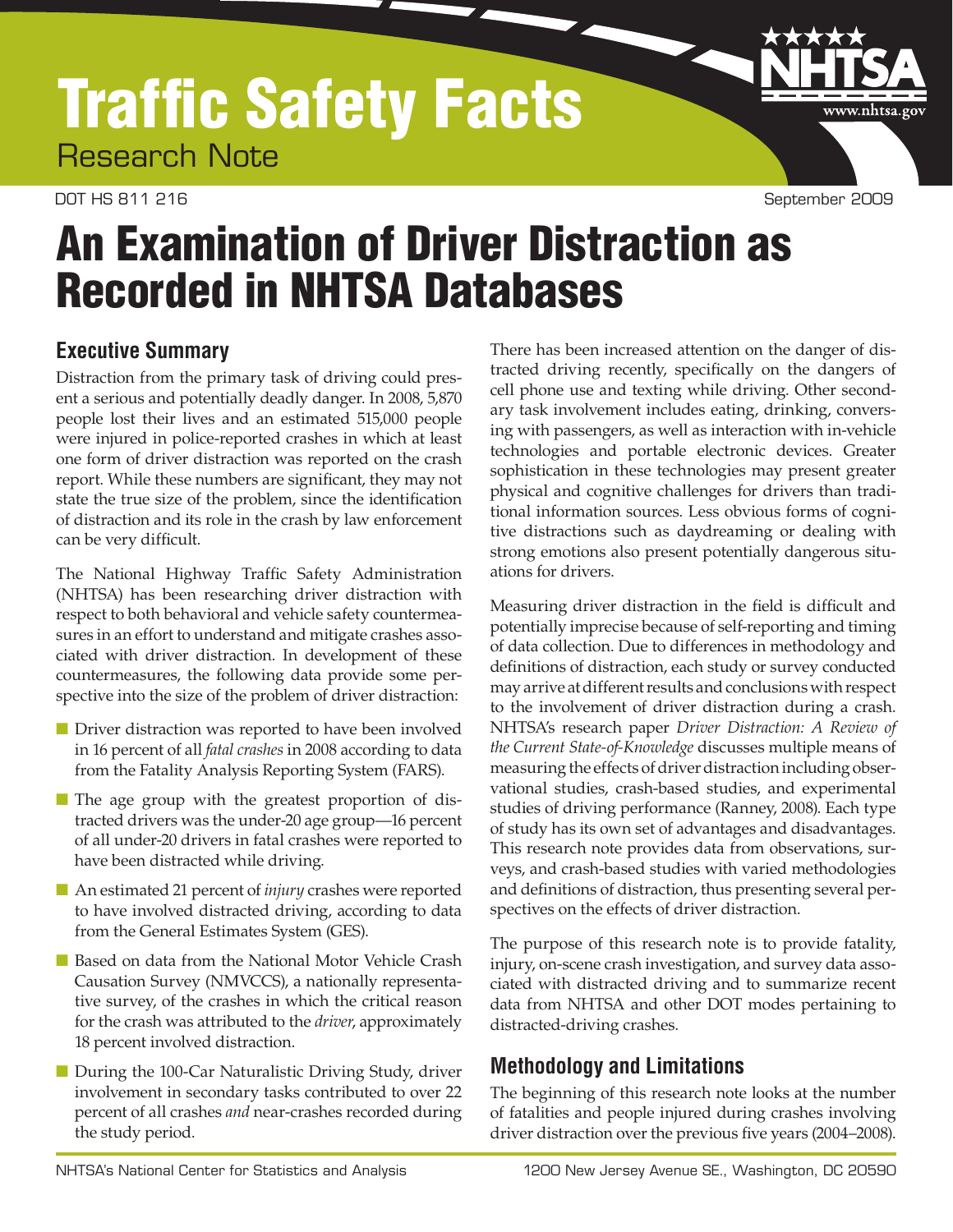# Traffic Safety Facts

Research Note

DOT HS 811 216 September 2009

# An Examination of Driver Distraction as Recorded in NHTSA Databases

## Executive Summary

Distraction from the primary task of driving could present a serious and potentially deadly danger. In 2008, 5,870 people lost their lives and an estimated 515,000 people were injured in police-reported crashes in which at least one form of driver distraction was reported on the crash report. While these numbers are significant, they may not state the true size of the problem, since the identification of distraction and its role in the crash by law enforcement can be very difficult.

The National Highway Traffic Safety Administration (NHTSA) has been researching driver distraction with respect to both behavioral and vehicle safety countermeasures in an effort to understand and mitigate crashes associated with driver distraction. In development of these countermeasures, the following data provide some perspective into the size of the problem of driver distraction:

- Driver distraction was reported to have been involved in 16 percent of all *fatal crashes* in 2008 according to data from the Fatality Analysis Reporting System (FARS).
- The age group with the greatest proportion of distracted drivers was the under-20 age group—16 percent of all under-20 drivers in fatal crashes were reported to have been distracted while driving.
- An estimated 21 percent of *injury* crashes were reported to have involved distracted driving, according to data from the General Estimates System (GES).
- Based on data from the National Motor Vehicle Crash Causation Survey (NMVCCS), a nationally representative survey, of the crashes in which the critical reason for the crash was attributed to the *driver*, approximately 18 percent involved distraction.
- During the 100-Car Naturalistic Driving Study, driver involvement in secondary tasks contributed to over 22 percent of all crashes *and* near-crashes recorded during the study period.

There has been increased attention on the danger of distracted driving recently, specifically on the dangers of cell phone use and texting while driving. Other secondary task involvement includes eating, drinking, conversing with passengers, as well as interaction with in-vehicle technologies and portable electronic devices. Greater sophistication in these technologies may present greater physical and cognitive challenges for drivers than traditional information sources. Less obvious forms of cognitive distractions such as daydreaming or dealing with strong emotions also present potentially dangerous situations for drivers.

Measuring driver distraction in the field is difficult and potentially imprecise because of self-reporting and timing of data collection. Due to differences in methodology and definitions of distraction, each study or survey conducted may arrive at different results and conclusions with respect to the involvement of driver distraction during a crash. NHTSA's research paper *Driver Distraction: A Review of the Current State-of-Knowledge* discusses multiple means of measuring the effects of driver distraction including observational studies, crash-based studies, and experimental studies of driving performance (Ranney, 2008). Each type of study has its own set of advantages and disadvantages. This research note provides data from observations, surveys, and crash-based studies with varied methodologies and definitions of distraction, thus presenting several perspectives on the effects of driver distraction.

The purpose of this research note is to provide fatality, injury, on-scene crash investigation, and survey data associated with distracted driving and to summarize recent data from NHTSA and other DOT modes pertaining to distracted-driving crashes.

## Methodology and Limitations

The beginning of this research note looks at the number of fatalities and people injured during crashes involving driver distraction over the previous five years (2004–2008).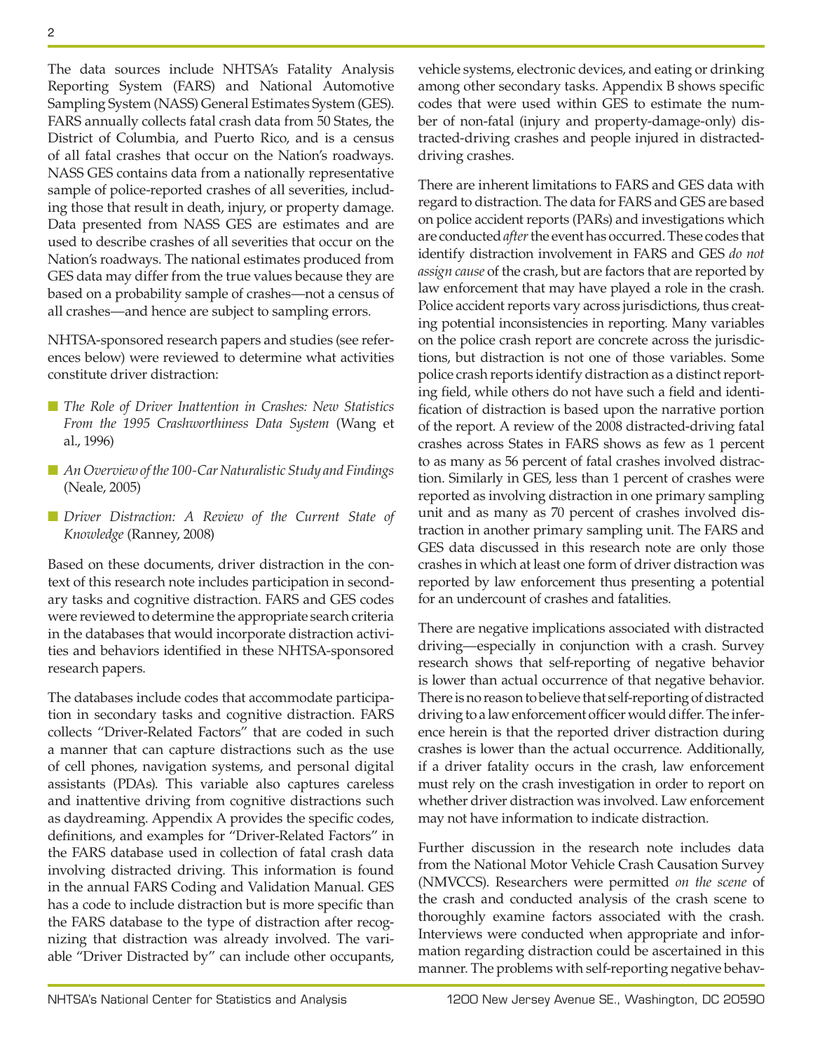The data sources include NHTSA's Fatality Analysis Reporting System (FARS) and National Automotive Sampling System (NASS) General Estimates System (GES). FARS annually collects fatal crash data from 50 States, the District of Columbia, and Puerto Rico, and is a census of all fatal crashes that occur on the Nation's roadways. NASS GES contains data from a nationally representative sample of police-reported crashes of all severities, including those that result in death, injury, or property damage. Data presented from NASS GES are estimates and are used to describe crashes of all severities that occur on the Nation's roadways. The national estimates produced from GES data may differ from the true values because they are based on a probability sample of crashes—not a census of all crashes—and hence are subject to sampling errors.

NHTSA-sponsored research papers and studies (see references below) were reviewed to determine what activities constitute driver distraction:

- *The Role of Driver Inattention in Crashes: New Statistics From the 1995 Crashworthiness Data System* (Wang et al., 1996)
- *An Overview of the 100-Car Naturalistic Study and Findings* (Neale, 2005)
- *Driver Distraction: A Review of the Current State of Knowledge* (Ranney, 2008)

Based on these documents, driver distraction in the context of this research note includes participation in secondary tasks and cognitive distraction. FARS and GES codes were reviewed to determine the appropriate search criteria in the databases that would incorporate distraction activities and behaviors identified in these NHTSA-sponsored research papers.

The databases include codes that accommodate participation in secondary tasks and cognitive distraction. FARS collects "Driver-Related Factors" that are coded in such a manner that can capture distractions such as the use of cell phones, navigation systems, and personal digital assistants (PDAs). This variable also captures careless and inattentive driving from cognitive distractions such as daydreaming. Appendix A provides the specific codes, definitions, and examples for "Driver-Related Factors" in the FARS database used in collection of fatal crash data involving distracted driving. This information is found in the annual FARS Coding and Validation Manual. GES has a code to include distraction but is more specific than the FARS database to the type of distraction after recognizing that distraction was already involved. The variable "Driver Distracted by" can include other occupants, vehicle systems, electronic devices, and eating or drinking among other secondary tasks. Appendix B shows specific codes that were used within GES to estimate the number of non-fatal (injury and property-damage-only) distracted-driving crashes and people injured in distracted-driving crashes.

There are inherent limitations to FARS and GES data with regard to distraction. The data for FARS and GES are based on police accident reports (PARs) and investigations which are conducted *after* the event has occurred. These codes that identify distraction involvement in FARS and GES *do not assign cause* of the crash, but are factors that are reported by law enforcement that may have played a role in the crash. Police accident reports vary across jurisdictions, thus creating potential inconsistencies in reporting. Many variables on the police crash report are concrete across the jurisdictions, but distraction is not one of those variables. Some police crash reports identify distraction as a distinct reporting field, while others do not have such a field and identification of distraction is based upon the narrative portion of the report. A review of the 2008 distracted-driving fatal crashes across States in FARS shows as few as 1 percent to as many as 56 percent of fatal crashes involved distraction. Similarly in GES, less than 1 percent of crashes were reported as involving distraction in one primary sampling unit and as many as 70 percent of crashes involved distraction in another primary sampling unit. The FARS and GES data discussed in this research note are only those crashes in which at least one form of driver distraction was reported by law enforcement thus presenting a potential for an undercount of crashes and fatalities.

There are negative implications associated with distracted driving—especially in conjunction with a crash. Survey research shows that self-reporting of negative behavior is lower than actual occurrence of that negative behavior. There is no reason to believe that self-reporting of distracted driving to a law enforcement officer would differ. The inference herein is that the reported driver distraction during crashes is lower than the actual occurrence. Additionally, if a driver fatality occurs in the crash, law enforcement must rely on the crash investigation in order to report on whether driver distraction was involved. Law enforcement may not have information to indicate distraction.

Further discussion in the research note includes data from the National Motor Vehicle Crash Causation Survey (NMVCCS). Researchers were permitted *on the scene* of the crash and conducted analysis of the crash scene to thoroughly examine factors associated with the crash. Interviews were conducted when appropriate and information regarding distraction could be ascertained in this manner. The problems with self-reporting negative behav-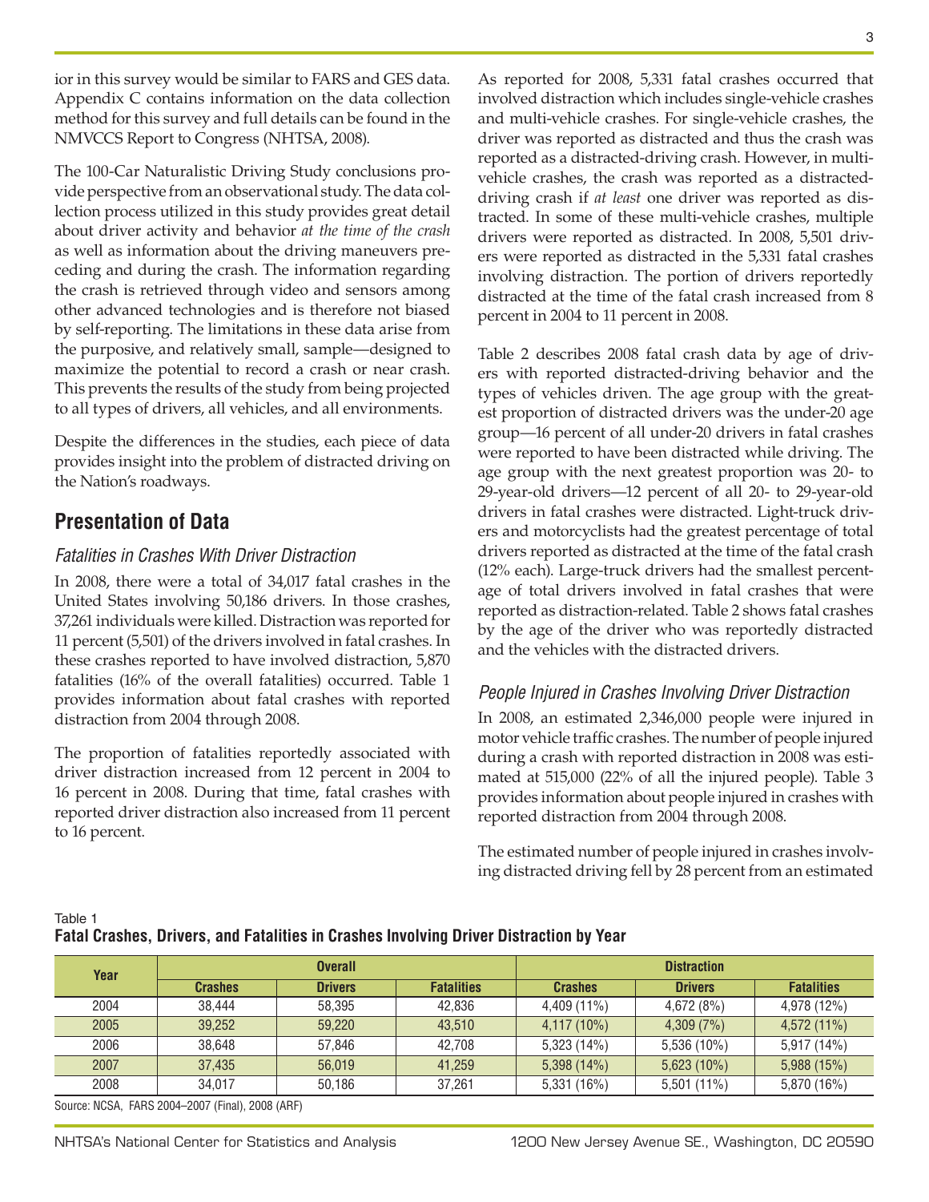ior in this survey would be similar to FARS and GES data. Appendix C contains information on the data collection method for this survey and full details can be found in the NMVCCS Report to Congress (NHTSA, 2008).

The 100-Car Naturalistic Driving Study conclusions provide perspective from an observational study. The data collection process utilized in this study provides great detail about driver activity and behavior *at the time of the crash* as well as information about the driving maneuvers preceding and during the crash. The information regarding the crash is retrieved through video and sensors among other advanced technologies and is therefore not biased by self-reporting. The limitations in these data arise from the purposive, and relatively small, sample—designed to maximize the potential to record a crash or near crash. This prevents the results of the study from being projected to all types of drivers, all vehicles, and all environments.

Despite the differences in the studies, each piece of data provides insight into the problem of distracted driving on the Nation's roadways.

## Presentation of Data

### *Fatalities in Crashes With Driver Distraction*

In 2008, there were a total of 34,017 fatal crashes in the United States involving 50,186 drivers. In those crashes, 37,261 individuals were killed. Distraction was reported for 11 percent (5,501) of the drivers involved in fatal crashes. In these crashes reported to have involved distraction, 5,870 fatalities (16% of the overall fatalities) occurred. Table 1 provides information about fatal crashes with reported distraction from 2004 through 2008.

The proportion of fatalities reportedly associated with driver distraction increased from 12 percent in 2004 to 16 percent in 2008. During that time, fatal crashes with reported driver distraction also increased from 11 percent to 16 percent.

As reported for 2008, 5,331 fatal crashes occurred that involved distraction which includes single-vehicle crashes and multi-vehicle crashes. For single-vehicle crashes, the driver was reported as distracted and thus the crash was reported as a distracted-driving crash. However, in multi-vehicle crashes, the crash was reported as a distracted-driving crash if *at least* one driver was reported as distracted. In some of these multi-vehicle crashes, multiple drivers were reported as distracted. In 2008, 5,501 drivers were reported as distracted in the 5,331 fatal crashes involving distraction. The portion of drivers reportedly distracted at the time of the fatal crash increased from 8 percent in 2004 to 11 percent in 2008.

Table 2 describes 2008 fatal crash data by age of drivers with reported distracted-driving behavior and the types of vehicles driven. The age group with the greatest proportion of distracted drivers was the under-20 age group—16 percent of all under-20 drivers in fatal crashes were reported to have been distracted while driving. The age group with the next greatest proportion was 20- to 29-year-old drivers—12 percent of all 20- to 29-year-old drivers in fatal crashes were distracted. Light-truck drivers and motorcyclists had the greatest percentage of total drivers reported as distracted at the time of the fatal crash (12% each). Large-truck drivers had the smallest percentage of total drivers involved in fatal crashes that were reported as distraction-related. Table 2 shows fatal crashes by the age of the driver who was reportedly distracted and the vehicles with the distracted drivers.

### *People Injured in Crashes Involving Driver Distraction*

In 2008, an estimated 2,346,000 people were injured in motor vehicle traffic crashes. The number of people injured during a crash with reported distraction in 2008 was estimated at 515,000 (22% of all the injured people). Table 3 provides information about people injured in crashes with reported distraction from 2004 through 2008.

The estimated number of people injured in crashes involving distracted driving fell by 28 percent from an estimated

Table 1
**Fatal Crashes, Drivers, and Fatalities in Crashes Involving Driver Distraction by Year**

| Year | Overall | | | Distraction | | |
|---|---|---|---|---|---|---|
| | Crashes | Drivers | Fatalities | Crashes | Drivers | Fatalities |
| 2004 | 38,444 | 58,395 | 42,836 | 4,409 (11%) | 4,672 (8%) | 4,978 (12%) |
| 2005 | 39,252 | 59,220 | 43,510 | 4,117 (10%) | 4,309 (7%) | 4,572 (11%) |
| 2006 | 38,648 | 57,846 | 42,708 | 5,323 (14%) | 5,536 (10%) | 5,917 (14%) |
| 2007 | 37,435 | 56,019 | 41,259 | 5,398 (14%) | 5,623 (10%) | 5,988 (15%) |
| 2008 | 34,017 | 50,186 | 37,261 | 5,331 (16%) | 5,501 (11%) | 5,870 (16%) |

Source: NCSA, FARS 2004–2007 (Final), 2008 (ARF)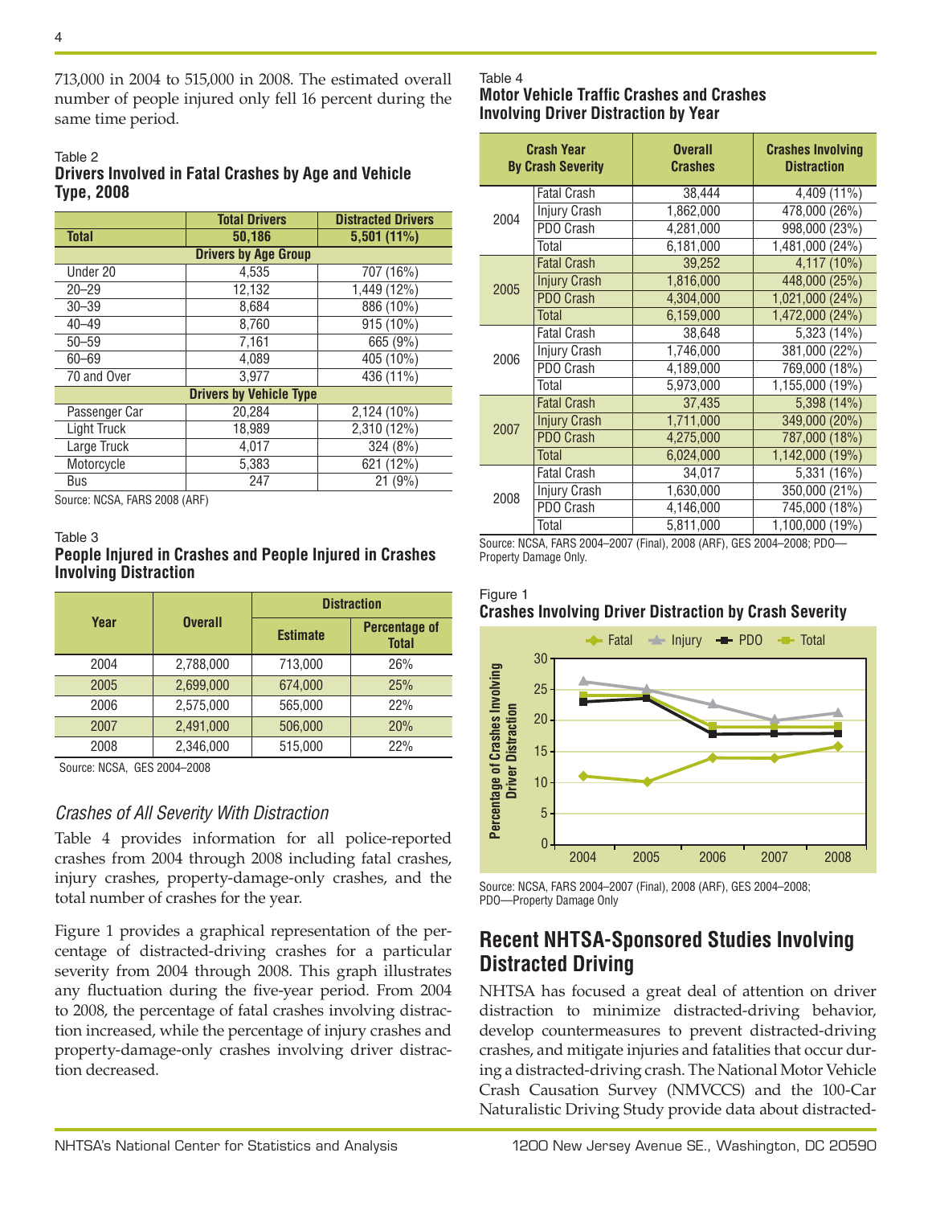713,000 in 2004 to 515,000 in 2008. The estimated overall number of people injured only fell 16 percent during the same time period.

Table 2
**Drivers Involved in Fatal Crashes by Age and Vehicle Type, 2008**

| | Total Drivers | Distracted Drivers |
|---|---|---|
| **Total** | **50,186** | **5,501 (11%)** |
| **Drivers by Age Group** | | |
| Under 20 | 4,535 | 707 (16%) |
| 20–29 | 12,132 | 1,449 (12%) |
| 30–39 | 8,684 | 886 (10%) |
| 40–49 | 8,760 | 915 (10%) |
| 50–59 | 7,161 | 665 (9%) |
| 60–69 | 4,089 | 405 (10%) |
| 70 and Over | 3,977 | 436 (11%) |
| **Drivers by Vehicle Type** | | |
| Passenger Car | 20,284 | 2,124 (10%) |
| Light Truck | 18,989 | 2,310 (12%) |
| Large Truck | 4,017 | 324 (8%) |
| Motorcycle | 5,383 | 621 (12%) |
| Bus | 247 | 21 (9%) |

Source: NCSA, FARS 2008 (ARF)

Table 3
**People Injured in Crashes and People Injured in Crashes Involving Distraction**

| Year | Overall | Distraction | |
|---|---|---|---|
| | | Estimate | Percentage of Total |
| 2004 | 2,788,000 | 713,000 | 26% |
| 2005 | 2,699,000 | 674,000 | 25% |
| 2006 | 2,575,000 | 565,000 | 22% |
| 2007 | 2,491,000 | 506,000 | 20% |
| 2008 | 2,346,000 | 515,000 | 22% |

Source: NCSA, GES 2004–2008

### *Crashes of All Severity With Distraction*

Table 4 provides information for all police-reported crashes from 2004 through 2008 including fatal crashes, injury crashes, property-damage-only crashes, and the total number of crashes for the year.

Figure 1 provides a graphical representation of the percentage of distracted-driving crashes for a particular severity from 2004 through 2008. This graph illustrates any fluctuation during the five-year period. From 2004 to 2008, the percentage of fatal crashes involving distraction increased, while the percentage of injury crashes and property-damage-only crashes involving driver distraction decreased.

Table 4
**Motor Vehicle Traffic Crashes and Crashes Involving Driver Distraction by Year**

| Crash Year | By Crash Severity | Overall Crashes | Crashes Involving Distraction |
|---|---|---|---|
| 2004 | Fatal Crash | 38,444 | 4,409 (11%) |
| | Injury Crash | 1,862,000 | 478,000 (26%) |
| | PDO Crash | 4,281,000 | 998,000 (23%) |
| | Total | 6,181,000 | 1,481,000 (24%) |
| 2005 | Fatal Crash | 39,252 | 4,117 (10%) |
| | Injury Crash | 1,816,000 | 448,000 (25%) |
| | PDO Crash | 4,304,000 | 1,021,000 (24%) |
| | Total | 6,159,000 | 1,472,000 (24%) |
| 2006 | Fatal Crash | 38,648 | 5,323 (14%) |
| | Injury Crash | 1,746,000 | 381,000 (22%) |
| | PDO Crash | 4,189,000 | 769,000 (18%) |
| | Total | 5,973,000 | 1,155,000 (19%) |
| 2007 | Fatal Crash | 37,435 | 5,398 (14%) |
| | Injury Crash | 1,711,000 | 349,000 (20%) |
| | PDO Crash | 4,275,000 | 787,000 (18%) |
| | Total | 6,024,000 | 1,142,000 (19%) |
| 2008 | Fatal Crash | 34,017 | 5,331 (16%) |
| | Injury Crash | 1,630,000 | 350,000 (21%) |
| | PDO Crash | 4,146,000 | 745,000 (18%) |
| | Total | 5,811,000 | 1,100,000 (19%) |

Source: NCSA, FARS 2004–2007 (Final), 2008 (ARF), GES 2004–2008; PDO—Property Damage Only.

Figure 1
**Crashes Involving Driver Distraction by Crash Severity**

Source: NCSA, FARS 2004–2007 (Final), 2008 (ARF), GES 2004–2008; PDO—Property Damage Only

## Recent NHTSA-Sponsored Studies Involving Distracted Driving

NHTSA has focused a great deal of attention on driver distraction to minimize distracted-driving behavior, develop countermeasures to prevent distracted-driving crashes, and mitigate injuries and fatalities that occur during a distracted-driving crash. The National Motor Vehicle Crash Causation Survey (NMVCCS) and the 100-Car Naturalistic Driving Study provide data about distracted-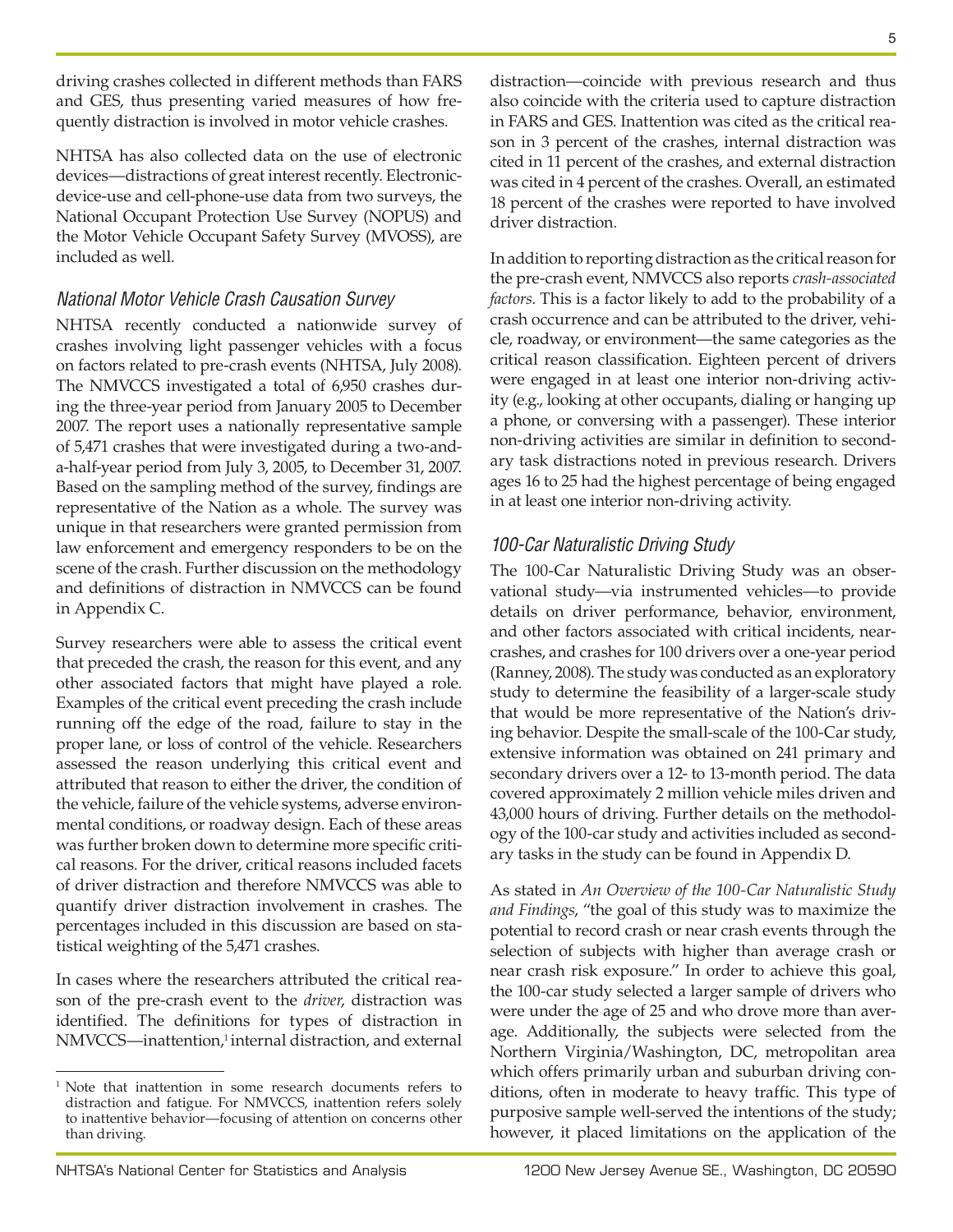driving crashes collected in different methods than FARS and GES, thus presenting varied measures of how frequently distraction is involved in motor vehicle crashes.

NHTSA has also collected data on the use of electronic devices—distractions of great interest recently. Electronic-device-use and cell-phone-use data from two surveys, the National Occupant Protection Use Survey (NOPUS) and the Motor Vehicle Occupant Safety Survey (MVOSS), are included as well.

### *National Motor Vehicle Crash Causation Survey*

NHTSA recently conducted a nationwide survey of crashes involving light passenger vehicles with a focus on factors related to pre-crash events (NHTSA, July 2008). The NMVCCS investigated a total of 6,950 crashes during the three-year period from January 2005 to December 2007. The report uses a nationally representative sample of 5,471 crashes that were investigated during a two-and-a-half-year period from July 3, 2005, to December 31, 2007. Based on the sampling method of the survey, findings are representative of the Nation as a whole. The survey was unique in that researchers were granted permission from law enforcement and emergency responders to be on the scene of the crash. Further discussion on the methodology and definitions of distraction in NMVCCS can be found in Appendix C.

Survey researchers were able to assess the critical event that preceded the crash, the reason for this event, and any other associated factors that might have played a role. Examples of the critical event preceding the crash include running off the edge of the road, failure to stay in the proper lane, or loss of control of the vehicle. Researchers assessed the reason underlying this critical event and attributed that reason to either the driver, the condition of the vehicle, failure of the vehicle systems, adverse environmental conditions, or roadway design. Each of these areas was further broken down to determine more specific critical reasons. For the driver, critical reasons included facets of driver distraction and therefore NMVCCS was able to quantify driver distraction involvement in crashes. The percentages included in this discussion are based on statistical weighting of the 5,471 crashes.

In cases where the researchers attributed the critical reason of the pre-crash event to the *driver*, distraction was identified. The definitions for types of distraction in NMVCCS—inattention,[1] internal distraction, and external distraction—coincide with previous research and thus also coincide with the criteria used to capture distraction in FARS and GES. Inattention was cited as the critical reason in 3 percent of the crashes, internal distraction was cited in 11 percent of the crashes, and external distraction was cited in 4 percent of the crashes. Overall, an estimated 18 percent of the crashes were reported to have involved driver distraction.

In addition to reporting distraction as the critical reason for the pre-crash event, NMVCCS also reports *crash-associated factors*. This is a factor likely to add to the probability of a crash occurrence and can be attributed to the driver, vehicle, roadway, or environment—the same categories as the critical reason classification. Eighteen percent of drivers were engaged in at least one interior non-driving activity (e.g., looking at other occupants, dialing or hanging up a phone, or conversing with a passenger). These interior non-driving activities are similar in definition to secondary task distractions noted in previous research. Drivers ages 16 to 25 had the highest percentage of being engaged in at least one interior non-driving activity.

### *100-Car Naturalistic Driving Study*

The 100-Car Naturalistic Driving Study was an observational study—via instrumented vehicles—to provide details on driver performance, behavior, environment, and other factors associated with critical incidents, near-crashes, and crashes for 100 drivers over a one-year period (Ranney, 2008). The study was conducted as an exploratory study to determine the feasibility of a larger-scale study that would be more representative of the Nation's driving behavior. Despite the small-scale of the 100-Car study, extensive information was obtained on 241 primary and secondary drivers over a 12- to 13-month period. The data covered approximately 2 million vehicle miles driven and 43,000 hours of driving. Further details on the methodology of the 100-car study and activities included as secondary tasks in the study can be found in Appendix D.

As stated in *An Overview of the 100-Car Naturalistic Study and Findings*, "the goal of this study was to maximize the potential to record crash or near crash events through the selection of subjects with higher than average crash or near crash risk exposure." In order to achieve this goal, the 100-car study selected a larger sample of drivers who were under the age of 25 and who drove more than average. Additionally, the subjects were selected from the Northern Virginia/Washington, DC, metropolitan area which offers primarily urban and suburban driving conditions, often in moderate to heavy traffic. This type of purposive sample well-served the intentions of the study; however, it placed limitations on the application of the

[1] Note that inattention in some research documents refers to distraction and fatigue. For NMVCCS, inattention refers solely to inattentive behavior—focusing of attention on concerns other than driving.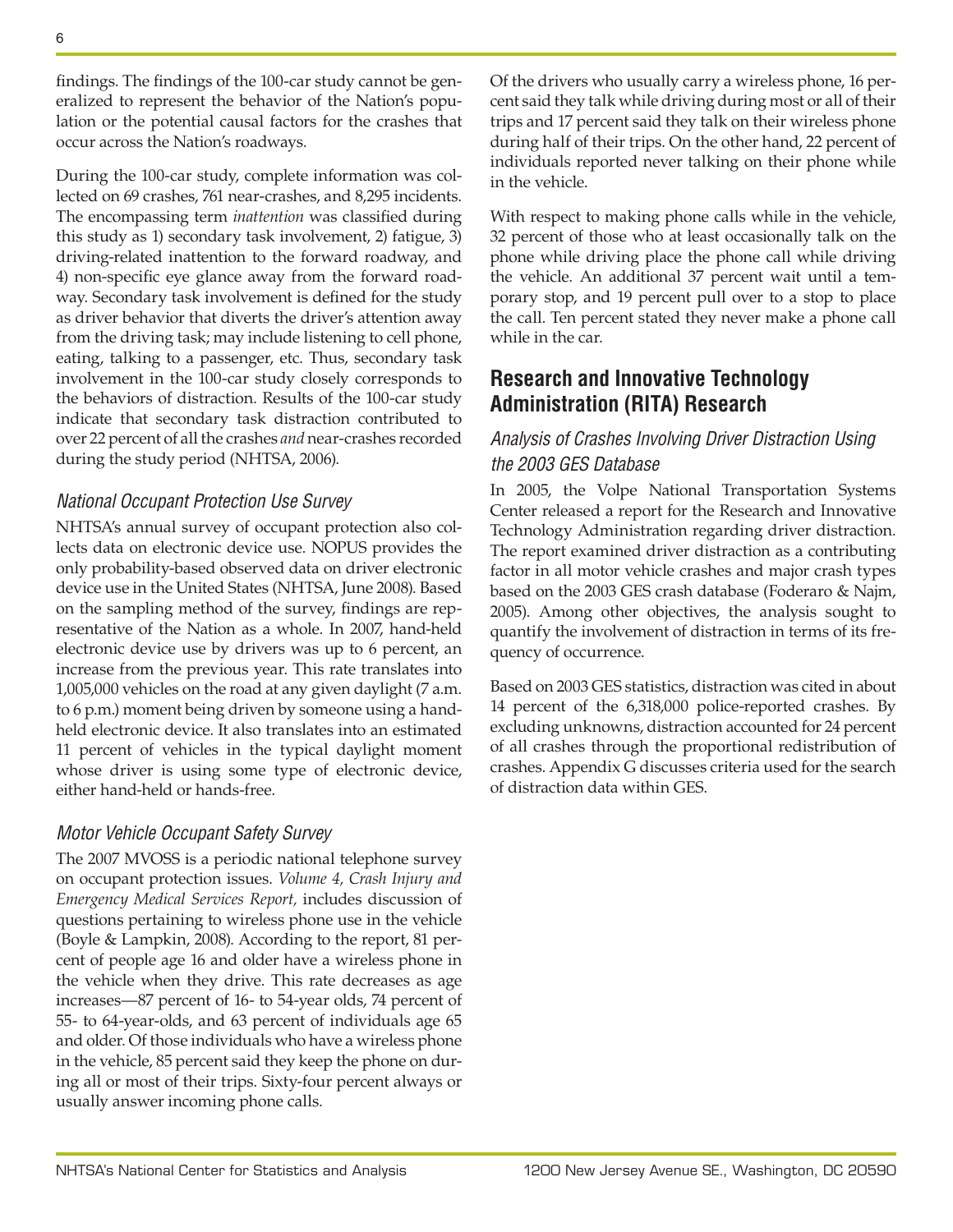findings. The findings of the 100-car study cannot be generalized to represent the behavior of the Nation's population or the potential causal factors for the crashes that occur across the Nation's roadways.

During the 100-car study, complete information was collected on 69 crashes, 761 near-crashes, and 8,295 incidents. The encompassing term *inattention* was classified during this study as 1) secondary task involvement, 2) fatigue, 3) driving-related inattention to the forward roadway, and 4) non-specific eye glance away from the forward roadway. Secondary task involvement is defined for the study as driver behavior that diverts the driver's attention away from the driving task; may include listening to cell phone, eating, talking to a passenger, etc. Thus, secondary task involvement in the 100-car study closely corresponds to the behaviors of distraction. Results of the 100-car study indicate that secondary task distraction contributed to over 22 percent of all the crashes *and* near-crashes recorded during the study period (NHTSA, 2006).

### *National Occupant Protection Use Survey*

NHTSA's annual survey of occupant protection also collects data on electronic device use. NOPUS provides the only probability-based observed data on driver electronic device use in the United States (NHTSA, June 2008). Based on the sampling method of the survey, findings are representative of the Nation as a whole. In 2007, hand-held electronic device use by drivers was up to 6 percent, an increase from the previous year. This rate translates into 1,005,000 vehicles on the road at any given daylight (7 a.m. to 6 p.m.) moment being driven by someone using a hand-held electronic device. It also translates into an estimated 11 percent of vehicles in the typical daylight moment whose driver is using some type of electronic device, either hand-held or hands-free.

### *Motor Vehicle Occupant Safety Survey*

The 2007 MVOSS is a periodic national telephone survey on occupant protection issues. *Volume 4, Crash Injury and Emergency Medical Services Report,* includes discussion of questions pertaining to wireless phone use in the vehicle (Boyle & Lampkin, 2008). According to the report, 81 percent of people age 16 and older have a wireless phone in the vehicle when they drive. This rate decreases as age increases—87 percent of 16- to 54-year olds, 74 percent of 55- to 64-year-olds, and 63 percent of individuals age 65 and older. Of those individuals who have a wireless phone in the vehicle, 85 percent said they keep the phone on during all or most of their trips. Sixty-four percent always or usually answer incoming phone calls.

Of the drivers who usually carry a wireless phone, 16 percent said they talk while driving during most or all of their trips and 17 percent said they talk on their wireless phone during half of their trips. On the other hand, 22 percent of individuals reported never talking on their phone while in the vehicle.

With respect to making phone calls while in the vehicle, 32 percent of those who at least occasionally talk on the phone while driving place the phone call while driving the vehicle. An additional 37 percent wait until a temporary stop, and 19 percent pull over to a stop to place the call. Ten percent stated they never make a phone call while in the car.

## Research and Innovative Technology Administration (RITA) Research

### *Analysis of Crashes Involving Driver Distraction Using the 2003 GES Database*

In 2005, the Volpe National Transportation Systems Center released a report for the Research and Innovative Technology Administration regarding driver distraction. The report examined driver distraction as a contributing factor in all motor vehicle crashes and major crash types based on the 2003 GES crash database (Foderaro & Najm, 2005). Among other objectives, the analysis sought to quantify the involvement of distraction in terms of its frequency of occurrence.

Based on 2003 GES statistics, distraction was cited in about 14 percent of the 6,318,000 police-reported crashes. By excluding unknowns, distraction accounted for 24 percent of all crashes through the proportional redistribution of crashes. Appendix G discusses criteria used for the search of distraction data within GES.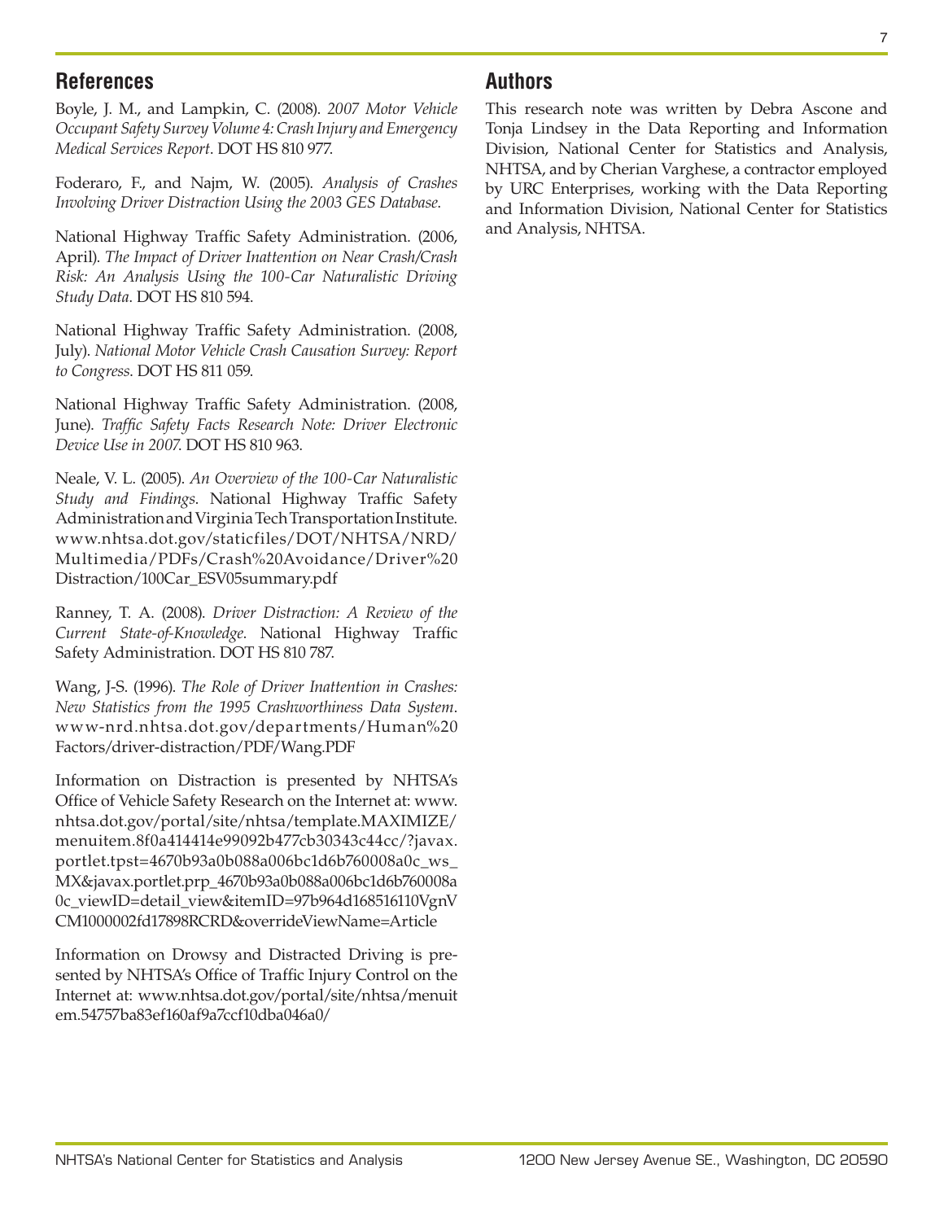## References

Boyle, J. M., and Lampkin, C. (2008). *2007 Motor Vehicle Occupant Safety Survey Volume 4: Crash Injury and Emergency Medical Services Report*. DOT HS 810 977.

Foderaro, F., and Najm, W. (2005). *Analysis of Crashes Involving Driver Distraction Using the 2003 GES Database*.

National Highway Traffic Safety Administration. (2006, April). *The Impact of Driver Inattention on Near Crash/Crash Risk: An Analysis Using the 100-Car Naturalistic Driving Study Data*. DOT HS 810 594.

National Highway Traffic Safety Administration. (2008, July). *National Motor Vehicle Crash Causation Survey: Report to Congress*. DOT HS 811 059.

National Highway Traffic Safety Administration. (2008, June). *Traffic Safety Facts Research Note: Driver Electronic Device Use in 2007*. DOT HS 810 963.

Neale, V. L. (2005). *An Overview of the 100-Car Naturalistic Study and Findings*. National Highway Traffic Safety Administration and Virginia Tech Transportation Institute. www.nhtsa.dot.gov/staticfiles/DOT/NHTSA/NRD/Multimedia/PDFs/Crash%20Avoidance/Driver%20Distraction/100Car_ESV05summary.pdf

Ranney, T. A. (2008). *Driver Distraction: A Review of the Current State-of-Knowledge*. National Highway Traffic Safety Administration. DOT HS 810 787.

Wang, J-S. (1996). *The Role of Driver Inattention in Crashes: New Statistics from the 1995 Crashworthiness Data System*. www-nrd.nhtsa.dot.gov/departments/Human%20Factors/driver-distraction/PDF/Wang.PDF

Information on Distraction is presented by NHTSA's Office of Vehicle Safety Research on the Internet at: www.nhtsa.dot.gov/portal/site/nhtsa/template.MAXIMIZE/menuitem.8f0a414414e99092b477cb30343c44cc/?javax.portlet.tpst=4670b93a0b088a006bc1d6b760008a0c_ws_MX&javax.portlet.prp_4670b93a0b088a006bc1d6b760008a0c_viewID=detail_view&itemID=97b964d168516110VgnVCM1000002fd17898RCRD&overrideViewName=Article

Information on Drowsy and Distracted Driving is presented by NHTSA's Office of Traffic Injury Control on the Internet at: www.nhtsa.dot.gov/portal/site/nhtsa/menuitem.54757ba83ef160af9a7ccf10dba046a0/

## Authors

This research note was written by Debra Ascone and Tonja Lindsey in the Data Reporting and Information Division, National Center for Statistics and Analysis, NHTSA, and by Cherian Varghese, a contractor employed by URC Enterprises, working with the Data Reporting and Information Division, National Center for Statistics and Analysis, NHTSA.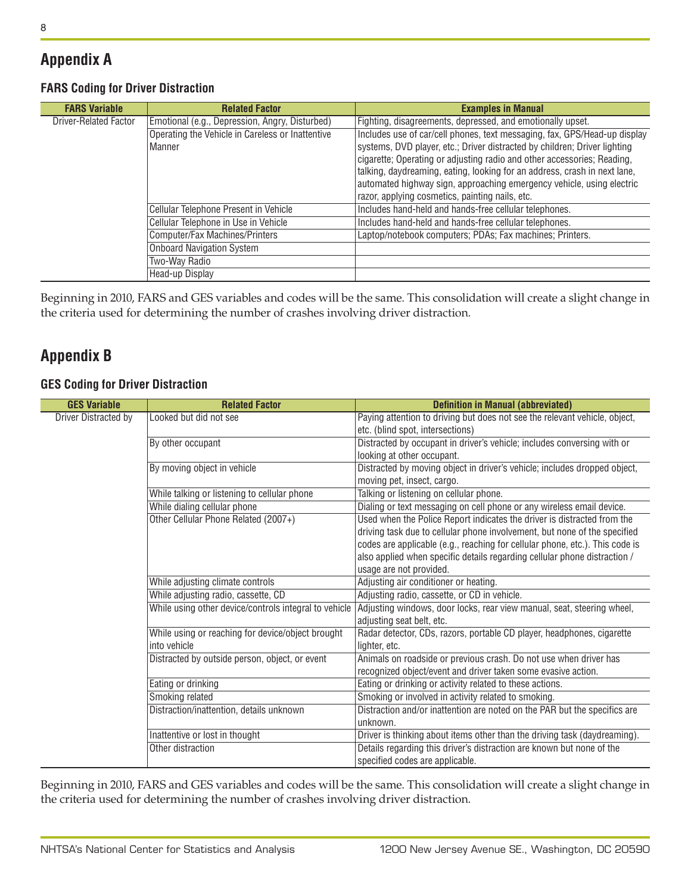## Appendix A

### FARS Coding for Driver Distraction

| FARS Variable | Related Factor | Examples in Manual |
|---|---|---|
| Driver-Related Factor | Emotional (e.g., Depression, Angry, Disturbed) | Fighting, disagreements, depressed, and emotionally upset. |
| | Operating the Vehicle in Careless or Inattentive Manner | Includes use of car/cell phones, text messaging, fax, GPS/Head-up display systems, DVD player, etc.; Driver distracted by children; Driver lighting cigarette; Operating or adjusting radio and other accessories; Reading, talking, daydreaming, eating, looking for an address, crash in next lane, automated highway sign, approaching emergency vehicle, using electric razor, applying cosmetics, painting nails, etc. |
| | Cellular Telephone Present in Vehicle | Includes hand-held and hands-free cellular telephones. |
| | Cellular Telephone in Use in Vehicle | Includes hand-held and hands-free cellular telephones. |
| | Computer/Fax Machines/Printers | Laptop/notebook computers; PDAs; Fax machines; Printers. |
| | Onboard Navigation System | |
| | Two-Way Radio | |
| | Head-up Display | |

Beginning in 2010, FARS and GES variables and codes will be the same. This consolidation will create a slight change in the criteria used for determining the number of crashes involving driver distraction.

## Appendix B

### GES Coding for Driver Distraction

| GES Variable | Related Factor | Definition in Manual (abbreviated) |
|---|---|---|
| Driver Distracted by | Looked but did not see | Paying attention to driving but does not see the relevant vehicle, object, etc. (blind spot, intersections) |
| | By other occupant | Distracted by occupant in driver's vehicle; includes conversing with or looking at other occupant. |
| | By moving object in vehicle | Distracted by moving object in driver's vehicle; includes dropped object, moving pet, insect, cargo. |
| | While talking or listening to cellular phone | Talking or listening on cellular phone. |
| | While dialing cellular phone | Dialing or text messaging on cell phone or any wireless email device. |
| | Other Cellular Phone Related (2007+) | Used when the Police Report indicates the driver is distracted from the driving task due to cellular phone involvement, but none of the specified codes are applicable (e.g., reaching for cellular phone, etc.). This code is also applied when specific details regarding cellular phone distraction / usage are not provided. |
| | While adjusting climate controls | Adjusting air conditioner or heating. |
| | While adjusting radio, cassette, CD | Adjusting radio, cassette, or CD in vehicle. |
| | While using other device/controls integral to vehicle | Adjusting windows, door locks, rear view manual, seat, steering wheel, adjusting seat belt, etc. |
| | While using or reaching for device/object brought into vehicle | Radar detector, CDs, razors, portable CD player, headphones, cigarette lighter, etc. |
| | Distracted by outside person, object, or event | Animals on roadside or previous crash. Do not use when driver has recognized object/event and driver taken some evasive action. |
| | Eating or drinking | Eating or drinking or activity related to these actions. |
| | Smoking related | Smoking or involved in activity related to smoking. |
| | Distraction/inattention, details unknown | Distraction and/or inattention are noted on the PAR but the specifics are unknown. |
| | Inattentive or lost in thought | Driver is thinking about items other than the driving task (daydreaming). |
| | Other distraction | Details regarding this driver's distraction are known but none of the specified codes are applicable. |

Beginning in 2010, FARS and GES variables and codes will be the same. This consolidation will create a slight change in the criteria used for determining the number of crashes involving driver distraction.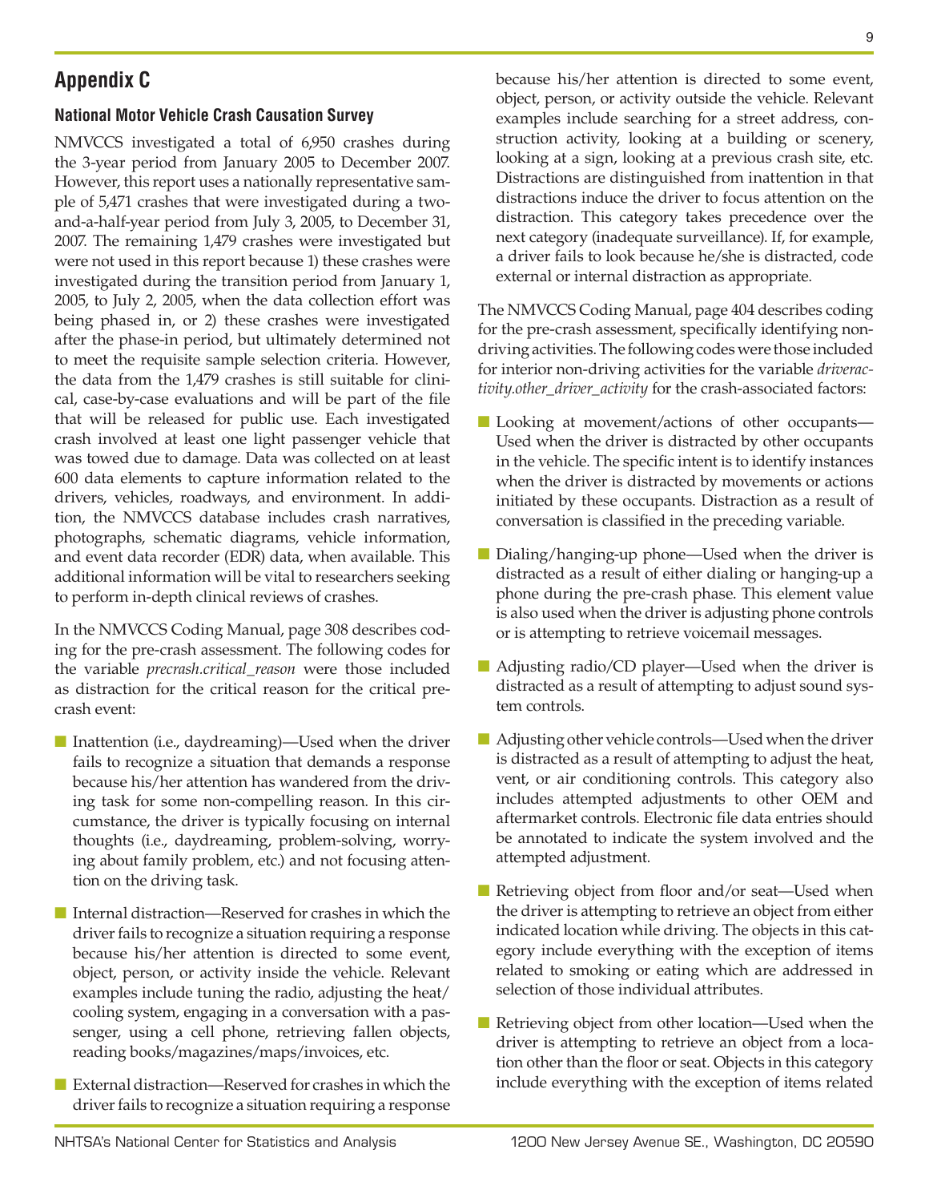## Appendix C

### National Motor Vehicle Crash Causation Survey

NMVCCS investigated a total of 6,950 crashes during the 3-year period from January 2005 to December 2007. However, this report uses a nationally representative sample of 5,471 crashes that were investigated during a two-and-a-half-year period from July 3, 2005, to December 31, 2007. The remaining 1,479 crashes were investigated but were not used in this report because 1) these crashes were investigated during the transition period from January 1, 2005, to July 2, 2005, when the data collection effort was being phased in, or 2) these crashes were investigated after the phase-in period, but ultimately determined not to meet the requisite sample selection criteria. However, the data from the 1,479 crashes is still suitable for clinical, case-by-case evaluations and will be part of the file that will be released for public use. Each investigated crash involved at least one light passenger vehicle that was towed due to damage. Data was collected on at least 600 data elements to capture information related to the drivers, vehicles, roadways, and environment. In addition, the NMVCCS database includes crash narratives, photographs, schematic diagrams, vehicle information, and event data recorder (EDR) data, when available. This additional information will be vital to researchers seeking to perform in-depth clinical reviews of crashes.

In the NMVCCS Coding Manual, page 308 describes coding for the pre-crash assessment. The following codes for the variable *precrash.critical_reason* were those included as distraction for the critical reason for the critical pre-crash event:

- Inattention (i.e., daydreaming)—Used when the driver fails to recognize a situation that demands a response because his/her attention has wandered from the driving task for some non-compelling reason. In this circumstance, the driver is typically focusing on internal thoughts (i.e., daydreaming, problem-solving, worrying about family problem, etc.) and not focusing attention on the driving task.
- Internal distraction—Reserved for crashes in which the driver fails to recognize a situation requiring a response because his/her attention is directed to some event, object, person, or activity inside the vehicle. Relevant examples include tuning the radio, adjusting the heat/cooling system, engaging in a conversation with a passenger, using a cell phone, retrieving fallen objects, reading books/magazines/maps/invoices, etc.
- External distraction—Reserved for crashes in which the driver fails to recognize a situation requiring a response because his/her attention is directed to some event, object, person, or activity outside the vehicle. Relevant examples include searching for a street address, construction activity, looking at a building or scenery, looking at a sign, looking at a previous crash site, etc. Distractions are distinguished from inattention in that distractions induce the driver to focus attention on the distraction. This category takes precedence over the next category (inadequate surveillance). If, for example, a driver fails to look because he/she is distracted, code external or internal distraction as appropriate.

The NMVCCS Coding Manual, page 404 describes coding for the pre-crash assessment, specifically identifying non-driving activities. The following codes were those included for interior non-driving activities for the variable *driveractivity.other_driver_activity* for the crash-associated factors:

- Looking at movement/actions of other occupants—Used when the driver is distracted by other occupants in the vehicle. The specific intent is to identify instances when the driver is distracted by movements or actions initiated by these occupants. Distraction as a result of conversation is classified in the preceding variable.
- Dialing/hanging-up phone—Used when the driver is distracted as a result of either dialing or hanging-up a phone during the pre-crash phase. This element value is also used when the driver is adjusting phone controls or is attempting to retrieve voicemail messages.
- Adjusting radio/CD player—Used when the driver is distracted as a result of attempting to adjust sound system controls.
- Adjusting other vehicle controls—Used when the driver is distracted as a result of attempting to adjust the heat, vent, or air conditioning controls. This category also includes attempted adjustments to other OEM and aftermarket controls. Electronic file data entries should be annotated to indicate the system involved and the attempted adjustment.
- Retrieving object from floor and/or seat—Used when the driver is attempting to retrieve an object from either indicated location while driving. The objects in this category include everything with the exception of items related to smoking or eating which are addressed in selection of those individual attributes.
- Retrieving object from other location—Used when the driver is attempting to retrieve an object from a location other than the floor or seat. Objects in this category include everything with the exception of items related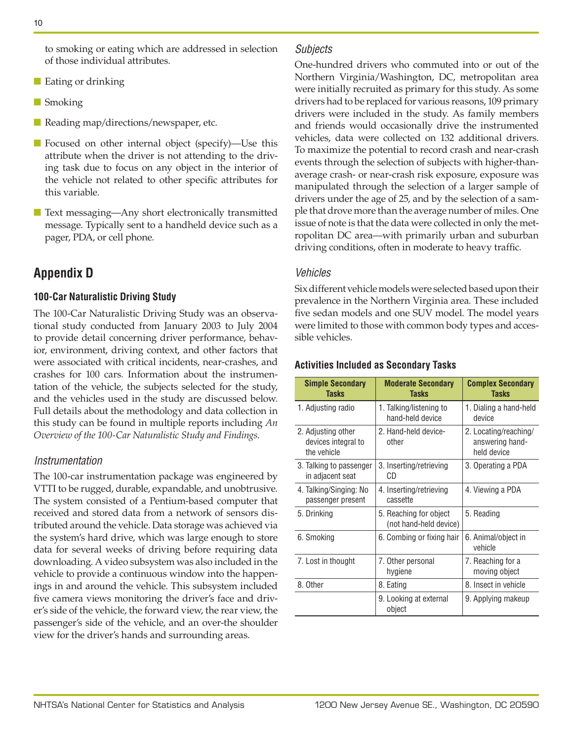to smoking or eating which are addressed in selection of those individual attributes.

- Eating or drinking
- Smoking
- Reading map/directions/newspaper, etc.
- Focused on other internal object (specify)—Use this attribute when the driver is not attending to the driving task due to focus on any object in the interior of the vehicle not related to other specific attributes for this variable.
- Text messaging—Any short electronically transmitted message. Typically sent to a handheld device such as a pager, PDA, or cell phone.

## Appendix D

### 100-Car Naturalistic Driving Study

The 100-Car Naturalistic Driving Study was an observational study conducted from January 2003 to July 2004 to provide detail concerning driver performance, behavior, environment, driving context, and other factors that were associated with critical incidents, near-crashes, and crashes for 100 cars. Information about the instrumentation of the vehicle, the subjects selected for the study, and the vehicles used in the study are discussed below. Full details about the methodology and data collection in this study can be found in multiple reports including *An Overview of the 100-Car Naturalistic Study and Findings*.

#### *Instrumentation*

The 100-car instrumentation package was engineered by VTTI to be rugged, durable, expandable, and unobtrusive. The system consisted of a Pentium-based computer that received and stored data from a network of sensors distributed around the vehicle. Data storage was achieved via the system's hard drive, which was large enough to store data for several weeks of driving before requiring data downloading. A video subsystem was also included in the vehicle to provide a continuous window into the happenings in and around the vehicle. This subsystem included five camera views monitoring the driver's face and driver's side of the vehicle, the forward view, the rear view, the passenger's side of the vehicle, and an over-the shoulder view for the driver's hands and surrounding areas.

#### *Subjects*

One-hundred drivers who commuted into or out of the Northern Virginia/Washington, DC, metropolitan area were initially recruited as primary for this study. As some drivers had to be replaced for various reasons, 109 primary drivers were included in the study. As family members and friends would occasionally drive the instrumented vehicles, data were collected on 132 additional drivers. To maximize the potential to record crash and near-crash events through the selection of subjects with higher-than-average crash- or near-crash risk exposure, exposure was manipulated through the selection of a larger sample of drivers under the age of 25, and by the selection of a sample that drove more than the average number of miles. One issue of note is that the data were collected in only the metropolitan DC area—with primarily urban and suburban driving conditions, often in moderate to heavy traffic.

#### *Vehicles*

Six different vehicle models were selected based upon their prevalence in the Northern Virginia area. These included five sedan models and one SUV model. The model years were limited to those with common body types and accessible vehicles.

### Activities Included as Secondary Tasks

| Simple Secondary Tasks | Moderate Secondary Tasks | Complex Secondary Tasks |
|---|---|---|
| 1. Adjusting radio | 1. Talking/listening to hand-held device | 1. Dialing a hand-held device |
| 2. Adjusting other devices integral to the vehicle | 2. Hand-held device-other | 2. Locating/reaching/answering hand-held device |
| 3. Talking to passenger in adjacent seat | 3. Inserting/retrieving CD | 3. Operating a PDA |
| 4. Talking/Singing: No passenger present | 4. Inserting/retrieving cassette | 4. Viewing a PDA |
| 5. Drinking | 5. Reaching for object (not hand-held device) | 5. Reading |
| 6. Smoking | 6. Combing or fixing hair | 6. Animal/object in vehicle |
| 7. Lost in thought | 7. Other personal hygiene | 7. Reaching for a moving object |
| 8. Other | 8. Eating | 8. Insect in vehicle |
| | 9. Looking at external object | 9. Applying makeup |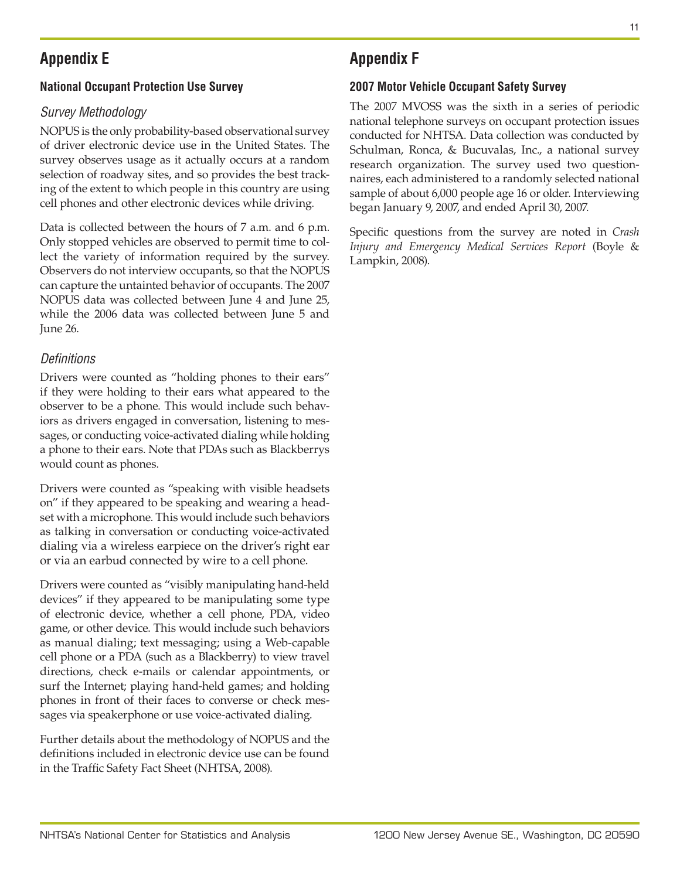## Appendix E

### National Occupant Protection Use Survey

#### *Survey Methodology*

NOPUS is the only probability-based observational survey of driver electronic device use in the United States. The survey observes usage as it actually occurs at a random selection of roadway sites, and so provides the best tracking of the extent to which people in this country are using cell phones and other electronic devices while driving.

Data is collected between the hours of 7 a.m. and 6 p.m. Only stopped vehicles are observed to permit time to collect the variety of information required by the survey. Observers do not interview occupants, so that the NOPUS can capture the untainted behavior of occupants. The 2007 NOPUS data was collected between June 4 and June 25, while the 2006 data was collected between June 5 and June 26.

#### *Definitions*

Drivers were counted as "holding phones to their ears" if they were holding to their ears what appeared to the observer to be a phone. This would include such behaviors as drivers engaged in conversation, listening to messages, or conducting voice-activated dialing while holding a phone to their ears. Note that PDAs such as Blackberrys would count as phones.

Drivers were counted as "speaking with visible headsets on" if they appeared to be speaking and wearing a headset with a microphone. This would include such behaviors as talking in conversation or conducting voice-activated dialing via a wireless earpiece on the driver's right ear or via an earbud connected by wire to a cell phone.

Drivers were counted as "visibly manipulating hand-held devices" if they appeared to be manipulating some type of electronic device, whether a cell phone, PDA, video game, or other device. This would include such behaviors as manual dialing; text messaging; using a Web-capable cell phone or a PDA (such as a Blackberry) to view travel directions, check e-mails or calendar appointments, or surf the Internet; playing hand-held games; and holding phones in front of their faces to converse or check messages via speakerphone or use voice-activated dialing.

Further details about the methodology of NOPUS and the definitions included in electronic device use can be found in the Traffic Safety Fact Sheet (NHTSA, 2008).

## Appendix F

### 2007 Motor Vehicle Occupant Safety Survey

The 2007 MVOSS was the sixth in a series of periodic national telephone surveys on occupant protection issues conducted for NHTSA. Data collection was conducted by Schulman, Ronca, & Bucuvalas, Inc., a national survey research organization. The survey used two questionnaires, each administered to a randomly selected national sample of about 6,000 people age 16 or older. Interviewing began January 9, 2007, and ended April 30, 2007.

Specific questions from the survey are noted in *Crash Injury and Emergency Medical Services Report* (Boyle & Lampkin, 2008).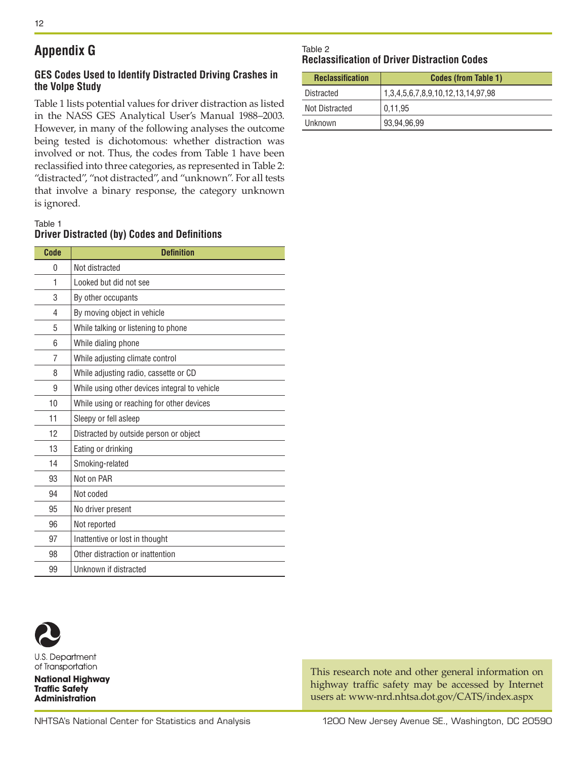# Appendix G

### GES Codes Used to Identify Distracted Driving Crashes in the Volpe Study

Table 1 lists potential values for driver distraction as listed in the NASS GES Analytical User's Manual 1988–2003. However, in many of the following analyses the outcome being tested is dichotomous: whether distraction was involved or not. Thus, the codes from Table 1 have been reclassified into three categories, as represented in Table 2: "distracted", "not distracted", and "unknown". For all tests that involve a binary response, the category unknown is ignored.

Table 1
**Driver Distracted (by) Codes and Definitions**

| Code | Definition |
|---|---|
| 0 | Not distracted |
| 1 | Looked but did not see |
| 3 | By other occupants |
| 4 | By moving object in vehicle |
| 5 | While talking or listening to phone |
| 6 | While dialing phone |
| 7 | While adjusting climate control |
| 8 | While adjusting radio, cassette or CD |
| 9 | While using other devices integral to vehicle |
| 10 | While using or reaching for other devices |
| 11 | Sleepy or fell asleep |
| 12 | Distracted by outside person or object |
| 13 | Eating or drinking |
| 14 | Smoking-related |
| 93 | Not on PAR |
| 94 | Not coded |
| 95 | No driver present |
| 96 | Not reported |
| 97 | Inattentive or lost in thought |
| 98 | Other distraction or inattention |
| 99 | Unknown if distracted |

Table 2
**Reclassification of Driver Distraction Codes**

| Reclassification | Codes (from Table 1) |
|---|---|
| Distracted | 1,3,4,5,6,7,8,9,10,12,13,14,97,98 |
| Not Distracted | 0,11,95 |
| Unknown | 93,94,96,99 |

U.S. Department of Transportation
**National Highway Traffic Safety Administration**

This research note and other general information on highway traffic safety may be accessed by Internet users at: www-nrd.nhtsa.dot.gov/CATS/index.aspx

NHTSA's National Center for Statistics and Analysis    1200 New Jersey Avenue SE., Washington, DC 20590